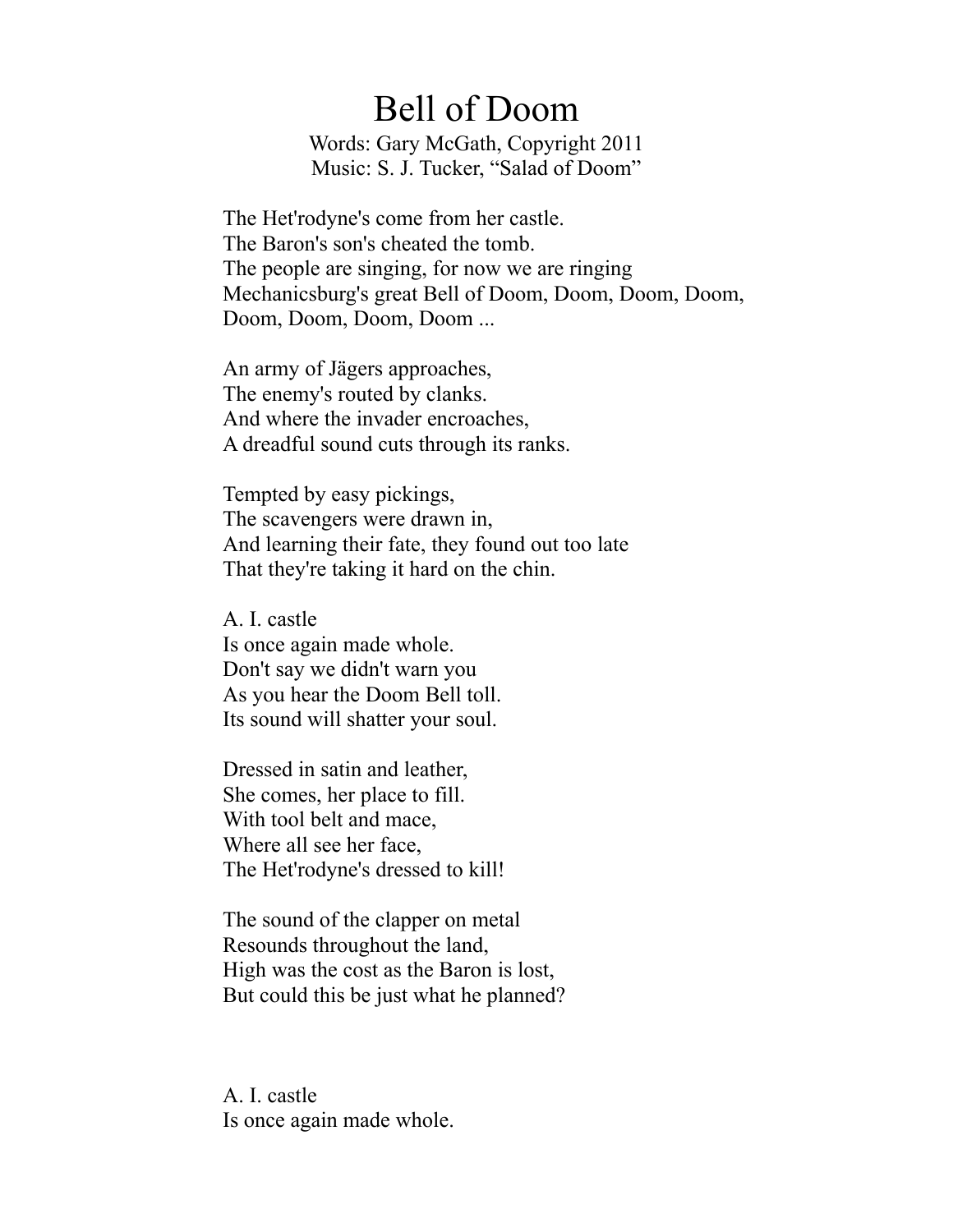# Bell of Doom

Words: Gary McGath, Copyright 2011
Music: S. J. Tucker, "Salad of Doom"

The Het'rodyne's come from her castle.
The Baron's son's cheated the tomb.
The people are singing, for now we are ringing
Mechanicsburg's great Bell of Doom, Doom, Doom, Doom,
Doom, Doom, Doom, Doom ...

An army of Jägers approaches,
The enemy's routed by clanks.
And where the invader encroaches,
A dreadful sound cuts through its ranks.

Tempted by easy pickings,
The scavengers were drawn in,
And learning their fate, they found out too late
That they're taking it hard on the chin.

A. I. castle
Is once again made whole.
Don't say we didn't warn you
As you hear the Doom Bell toll.
Its sound will shatter your soul.

Dressed in satin and leather,
She comes, her place to fill.
With tool belt and mace,
Where all see her face,
The Het'rodyne's dressed to kill!

The sound of the clapper on metal
Resounds throughout the land,
High was the cost as the Baron is lost,
But could this be just what he planned?

A. I. castle
Is once again made whole.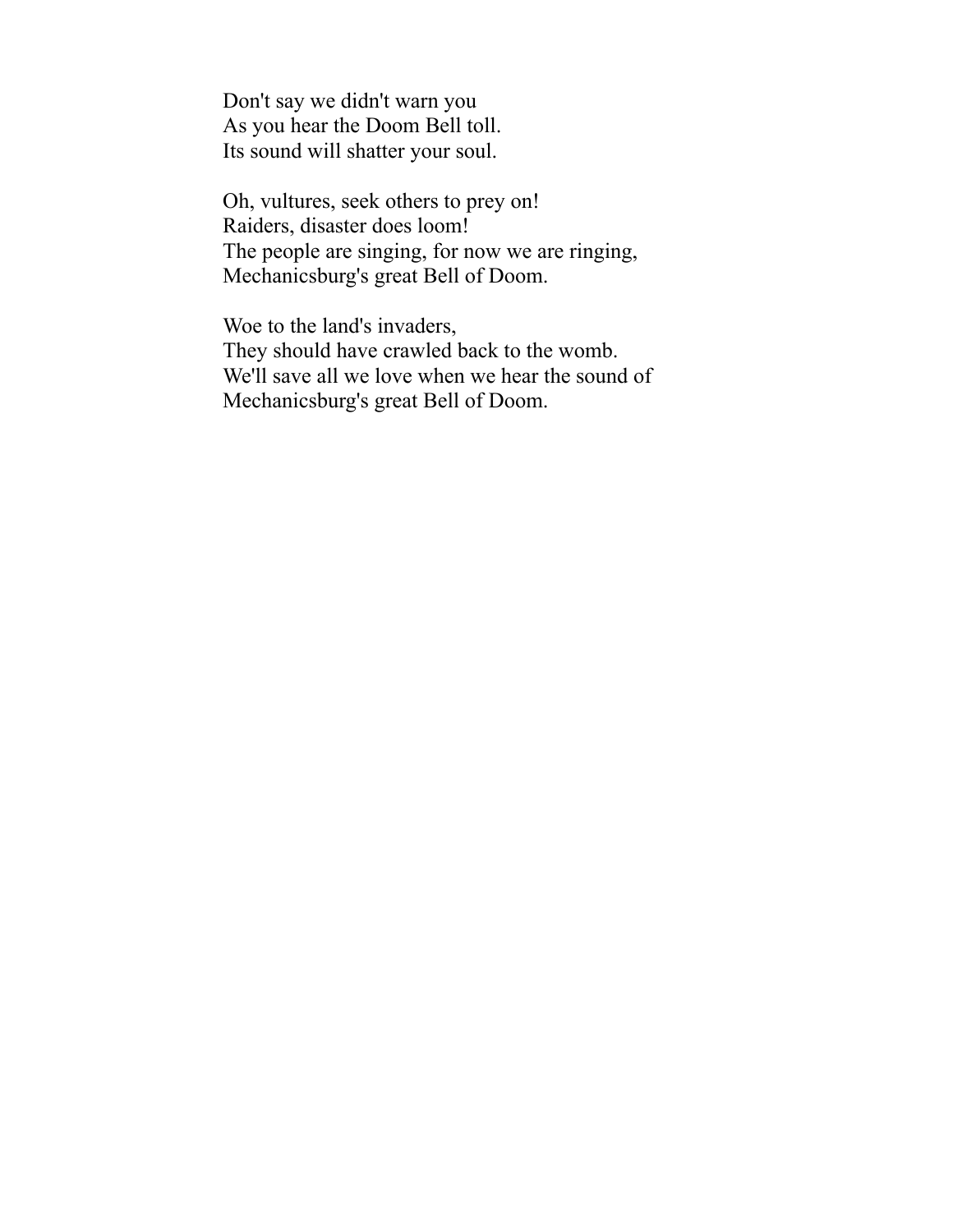Don't say we didn't warn you  
As you hear the Doom Bell toll.  
Its sound will shatter your soul.

Oh, vultures, seek others to prey on!  
Raiders, disaster does loom!  
The people are singing, for now we are ringing,  
Mechanicsburg's great Bell of Doom.

Woe to the land's invaders,  
They should have crawled back to the womb.  
We'll save all we love when we hear the sound of  
Mechanicsburg's great Bell of Doom.